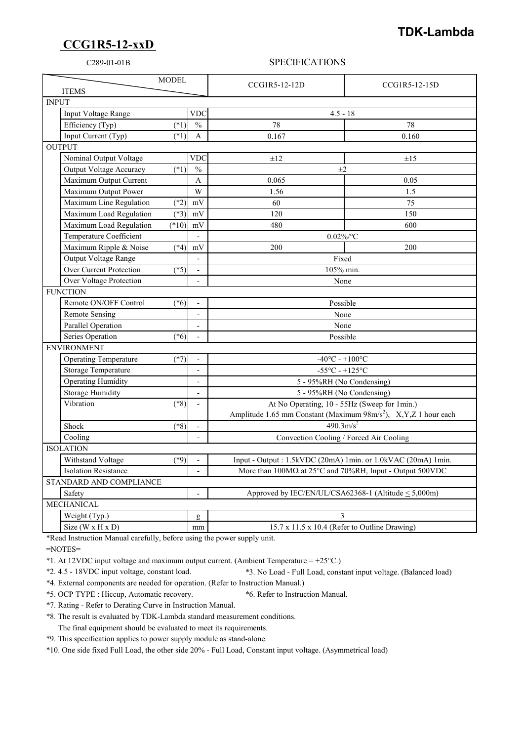**TDK-Lambda**

# CCG1R5-12-xxD

C289-01-01B

## SPECIFICATIONS

| ITEMS | | MODEL | CCG1R5-12-12D | CCG1R5-12-15D |
|---|---|---|---|---|
| **INPUT** | | | | |
| Input Voltage Range | | VDC | 4.5 - 18 | |
| Efficiency (Typ) | (*1) | % | 78 | 78 |
| Input Current (Typ) | (*1) | A | 0.167 | 0.160 |
| **OUTPUT** | | | | |
| Nominal Output Voltage | | VDC | ±12 | ±15 |
| Output Voltage Accuracy | (*1) | % | ±2 | |
| Maximum Output Current | | A | 0.065 | 0.05 |
| Maximum Output Power | | W | 1.56 | 1.5 |
| Maximum Line Regulation | (*2) | mV | 60 | 75 |
| Maximum Load Regulation | (*3) | mV | 120 | 150 |
| Maximum Load Regulation | (*10) | mV | 480 | 600 |
| Temperature Coefficient | | - | 0.02%/°C | |
| Maximum Ripple & Noise | (*4) | mV | 200 | 200 |
| Output Voltage Range | | - | Fixed | |
| Over Current Protection | (*5) | - | 105% min. | |
| Over Voltage Protection | | - | None | |
| **FUNCTION** | | | | |
| Remote ON/OFF Control | (*6) | - | Possible | |
| Remote Sensing | | - | None | |
| Parallel Operation | | - | None | |
| Series Operation | (*6) | - | Possible | |
| **ENVIRONMENT** | | | | |
| Operating Temperature | (*7) | - | -40°C - +100°C | |
| Storage Temperature | | - | -55°C - +125°C | |
| Operating Humidity | | - | 5 - 95%RH (No Condensing) | |
| Storage Humidity | | - | 5 - 95%RH (No Condensing) | |
| Vibration | (*8) | - | At No Operating, 10 - 55Hz (Sweep for 1min.) Amplitude 1.65 mm Constant (Maximum $98m/s^2$), X,Y,Z 1 hour each | |
| Shock | (*8) | - | $490.3m/s^2$ | |
| Cooling | | - | Convection Cooling / Forced Air Cooling | |
| **ISOLATION** | | | | |
| Withstand Voltage | (*9) | - | Input - Output : 1.5kVDC (20mA) 1min. or 1.0kVAC (20mA) 1min. | |
| Isolation Resistance | | - | More than 100MΩ at 25°C and 70%RH, Input - Output 500VDC | |
| **STANDARD AND COMPLIANCE** | | | | |
| Safety | | - | Approved by IEC/EN/UL/CSA62368-1 (Altitude ≤ 5,000m) | |
| **MECHANICAL** | | | | |
| Weight (Typ.) | | g | 3 | |
| Size (W x H x D) | | mm | 15.7 x 11.5 x 10.4 (Refer to Outline Drawing) | |

*Read Instruction Manual carefully, before using the power supply unit.

=NOTES=

*1. At 12VDC input voltage and maximum output current. (Ambient Temperature = +25°C.)

*2. 4.5 - 18VDC input voltage, constant load.

*3. No Load - Full Load, constant input voltage. (Balanced load)

*4. External components are needed for operation. (Refer to Instruction Manual.)

*5. OCP TYPE : Hiccup, Automatic recovery.

*6. Refer to Instruction Manual.

*7. Rating - Refer to Derating Curve in Instruction Manual.

*8. The result is evaluated by TDK-Lambda standard measurement conditions.
The final equipment should be evaluated to meet its requirements.

*9. This specification applies to power supply module as stand-alone.

*10. One side fixed Full Load, the other side 20% - Full Load, Constant input voltage. (Asymmetrical load)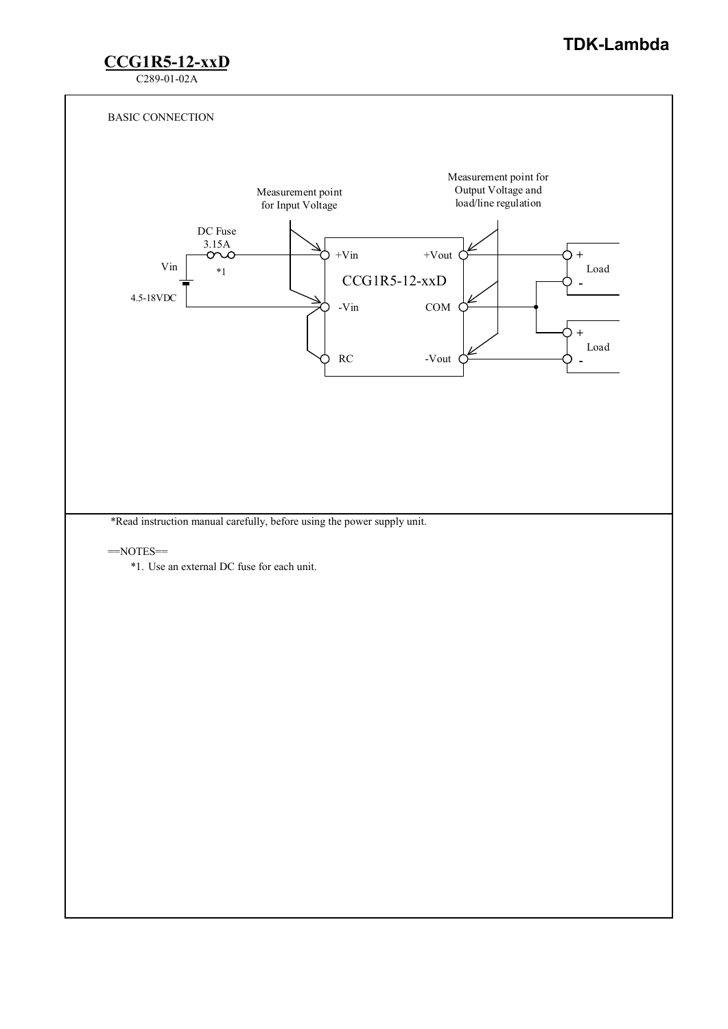**TDK-Lambda**

## CCG1R5-12-xxD

C289-01-02A

BASIC CONNECTION

Measurement point for Input Voltage

Measurement point for Output Voltage and load/line regulation

DC Fuse 3.15A

*1

Vin

4.5-18VDC

+Vin

-Vin

RC

CCG1R5-12-xxD

+Vout

COM

-Vout

+

Load

-

+

Load

-

*Read instruction manual carefully, before using the power supply unit.

==NOTES==

*1. Use an external DC fuse for each unit.